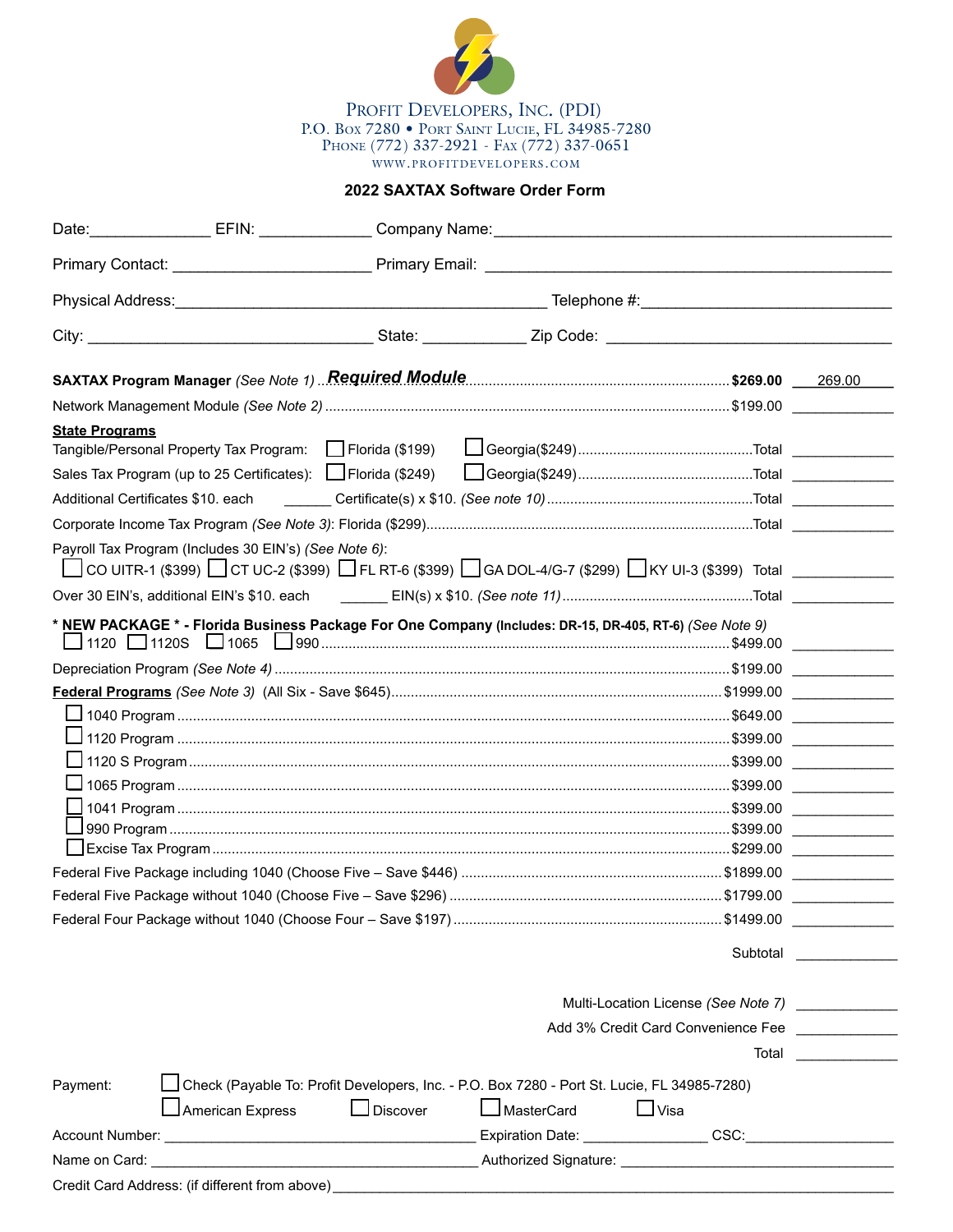**PROFIT DEVELOPERS, INC. (PDI)**
P.O. BOX 7280 • PORT SAINT LUCIE, FL 34985-7280
PHONE (772) 337-2921 - FAX (772) 337-0651
WWW.PROFITDEVELOPERS.COM

## 2022 SAXTAX Software Order Form

Date:______________ EFIN: _____________ Company Name:___________________________________________

Primary Contact: ______________________ Primary Email: ___________________________________________

Physical Address:_________________________________________ Telephone #:____________________________

City: ________________________________ State: ____________ Zip Code: ________________________________

**SAXTAX Program Manager** *(See Note 1)* ***Required Module*** ........ **$269.00** ____269.00____

Network Management Module *(See Note 2)* ........ $199.00 ____________

**State Programs**

Tangible/Personal Property Tax Program: ☐ Florida ($199) ☐ Georgia($249) ........ Total ____________

Sales Tax Program (up to 25 Certificates): ☐ Florida ($249) ☐ Georgia($249) ........ Total ____________

Additional Certificates $10. each ______ Certificate(s) x $10. *(See note 10)* ........ Total ____________

Corporate Income Tax Program *(See Note 3)*: Florida ($299) ........ Total ____________

Payroll Tax Program (Includes 30 EIN's) *(See Note 6)*:
☐ CO UITR-1 ($399) ☐ CT UC-2 ($399) ☐ FL RT-6 ($399) ☐ GA DOL-4/G-7 ($299) ☐ KY UI-3 ($399) Total ____________

Over 30 EIN's, additional EIN's $10. each ______ EIN(s) x $10. *(See note 11)* ........ Total ____________

**\* NEW PACKAGE \* - Florida Business Package For One Company (Includes: DR-15, DR-405, RT-6)** *(See Note 9)*
☐ 1120 ☐ 1120S ☐ 1065 ☐ 990 ........ $499.00 ____________

Depreciation Program *(See Note 4)* ........ $199.00 ____________

**Federal Programs** *(See Note 3)* (All Six - Save $645) ........ $1999.00 ____________

☐ 1040 Program ........ $649.00 ____________

☐ 1120 Program ........ $399.00 ____________

☐ 1120 S Program ........ $399.00 ____________

☐ 1065 Program ........ $399.00 ____________

☐ 1041 Program ........ $399.00 ____________

☐ 990 Program ........ $399.00 ____________

☐ Excise Tax Program ........ $299.00 ____________

Federal Five Package including 1040 (Choose Five – Save $446) ........ $1899.00 ____________

Federal Five Package without 1040 (Choose Five – Save $296) ........ $1799.00 ____________

Federal Four Package without 1040 (Choose Four – Save $197) ........ $1499.00 ____________

Subtotal ____________

Multi-Location License *(See Note 7)* ____________

Add 3% Credit Card Convenience Fee ____________

Total ____________

Payment: ☐ Check (Payable To: Profit Developers, Inc. - P.O. Box 7280 - Port St. Lucie, FL 34985-7280)
☐ American Express ☐ Discover ☐ MasterCard ☐ Visa

Account Number: ____________________________________ Expiration Date: ______________ CSC:__________________

Name on Card: ______________________________________ Authorized Signature: ________________________________

Credit Card Address: (if different from above)_______________________________________________________________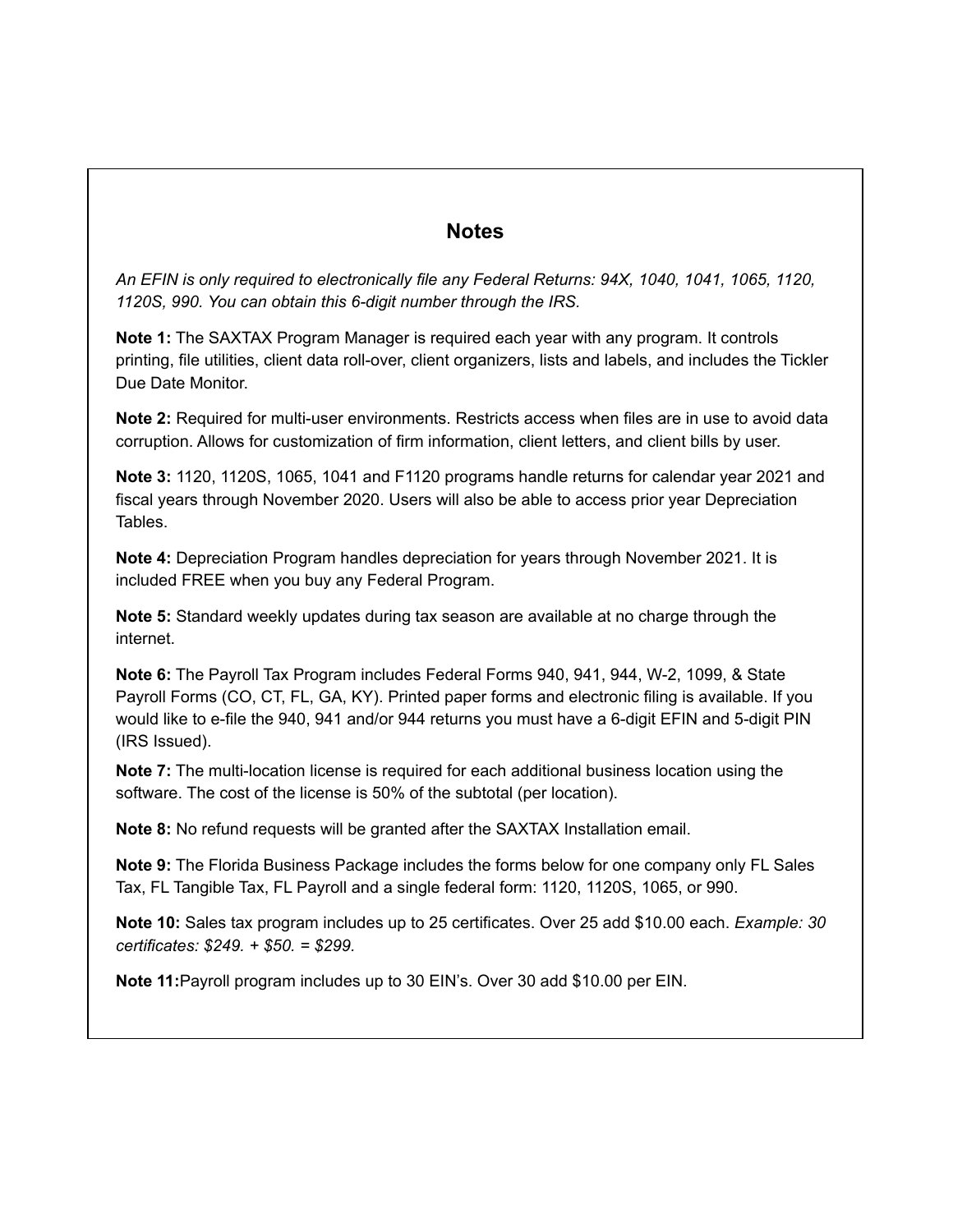## Notes

*An EFIN is only required to electronically file any Federal Returns: 94X, 1040, 1041, 1065, 1120, 1120S, 990. You can obtain this 6-digit number through the IRS.*

**Note 1:** The SAXTAX Program Manager is required each year with any program. It controls printing, file utilities, client data roll-over, client organizers, lists and labels, and includes the Tickler Due Date Monitor.

**Note 2:** Required for multi-user environments. Restricts access when files are in use to avoid data corruption. Allows for customization of firm information, client letters, and client bills by user.

**Note 3:** 1120, 1120S, 1065, 1041 and F1120 programs handle returns for calendar year 2021 and fiscal years through November 2020. Users will also be able to access prior year Depreciation Tables.

**Note 4:** Depreciation Program handles depreciation for years through November 2021. It is included FREE when you buy any Federal Program.

**Note 5:** Standard weekly updates during tax season are available at no charge through the internet.

**Note 6:** The Payroll Tax Program includes Federal Forms 940, 941, 944, W-2, 1099, & State Payroll Forms (CO, CT, FL, GA, KY). Printed paper forms and electronic filing is available. If you would like to e-file the 940, 941 and/or 944 returns you must have a 6-digit EFIN and 5-digit PIN (IRS Issued).

**Note 7:** The multi-location license is required for each additional business location using the software. The cost of the license is 50% of the subtotal (per location).

**Note 8:** No refund requests will be granted after the SAXTAX Installation email.

**Note 9:** The Florida Business Package includes the forms below for one company only FL Sales Tax, FL Tangible Tax, FL Payroll and a single federal form: 1120, 1120S, 1065, or 990.

**Note 10:** Sales tax program includes up to 25 certificates. Over 25 add $10.00 each. *Example: 30 certificates: $249. + $50. = $299.*

**Note 11:**Payroll program includes up to 30 EIN's. Over 30 add $10.00 per EIN.